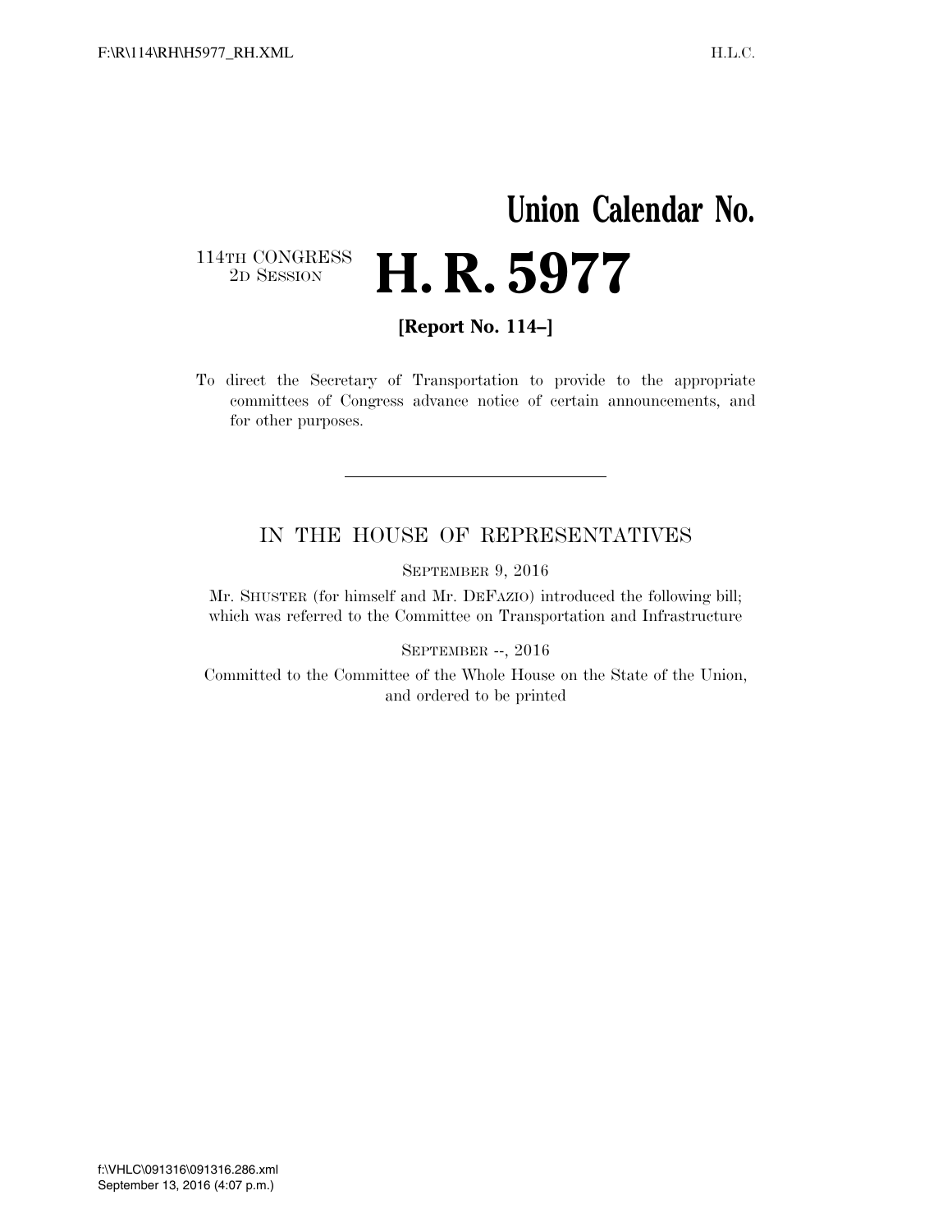# Union Calendar No.

114TH CONGRESS
2D SESSION

# H. R. 5977

**[Report No. 114–]**

To direct the Secretary of Transportation to provide to the appropriate committees of Congress advance notice of certain announcements, and for other purposes.

---

## IN THE HOUSE OF REPRESENTATIVES

SEPTEMBER 9, 2016

Mr. SHUSTER (for himself and Mr. DEFAZIO) introduced the following bill; which was referred to the Committee on Transportation and Infrastructure

SEPTEMBER --, 2016

Committed to the Committee of the Whole House on the State of the Union, and ordered to be printed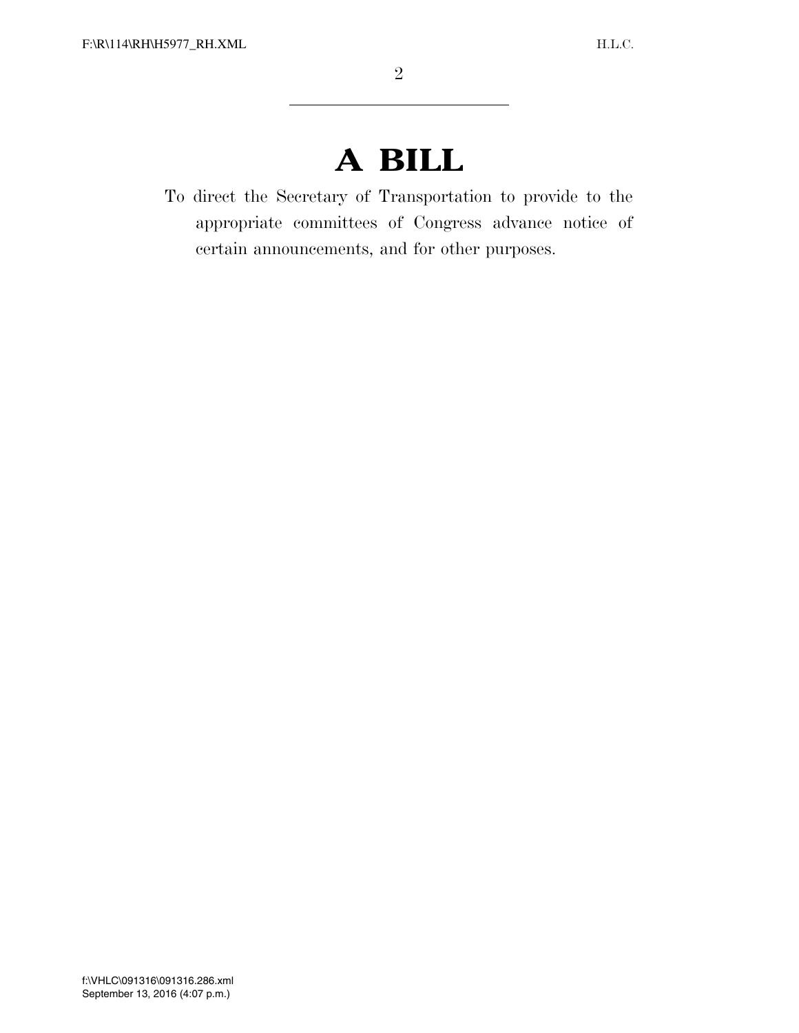# A BILL

To direct the Secretary of Transportation to provide to the appropriate committees of Congress advance notice of certain announcements, and for other purposes.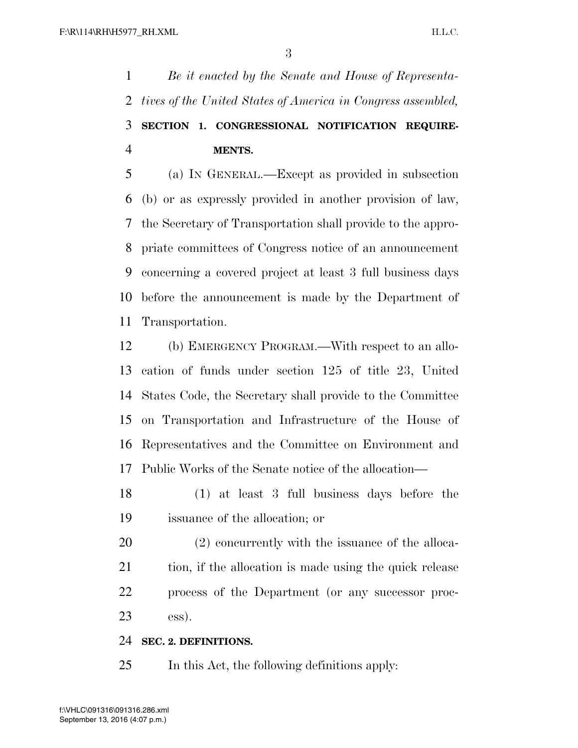*Be it enacted by the Senate and House of Representatives of the United States of America in Congress assembled,*

**SECTION 1. CONGRESSIONAL NOTIFICATION REQUIREMENTS.**

(a) IN GENERAL.—Except as provided in subsection (b) or as expressly provided in another provision of law, the Secretary of Transportation shall provide to the appropriate committees of Congress notice of an announcement concerning a covered project at least 3 full business days before the announcement is made by the Department of Transportation.

(b) EMERGENCY PROGRAM.—With respect to an allocation of funds under section 125 of title 23, United States Code, the Secretary shall provide to the Committee on Transportation and Infrastructure of the House of Representatives and the Committee on Environment and Public Works of the Senate notice of the allocation—

(1) at least 3 full business days before the issuance of the allocation; or

(2) concurrently with the issuance of the allocation, if the allocation is made using the quick release process of the Department (or any successor process).

**SEC. 2. DEFINITIONS.**

In this Act, the following definitions apply: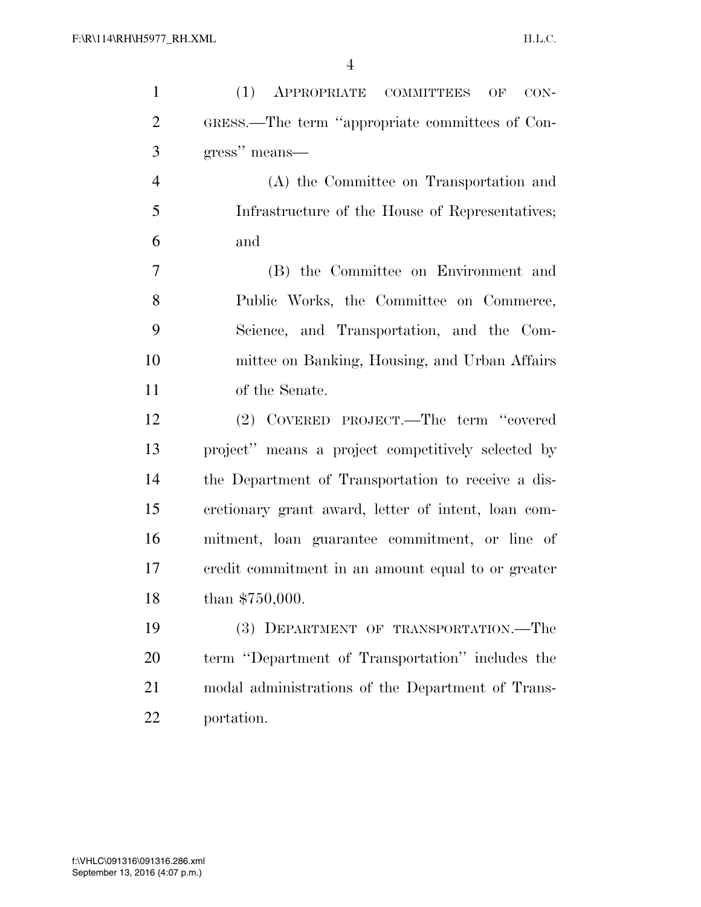(1) APPROPRIATE COMMITTEES OF CONGRESS.—The term ''appropriate committees of Congress'' means—

(A) the Committee on Transportation and Infrastructure of the House of Representatives; and

(B) the Committee on Environment and Public Works, the Committee on Commerce, Science, and Transportation, and the Committee on Banking, Housing, and Urban Affairs of the Senate.

(2) COVERED PROJECT.—The term ''covered project'' means a project competitively selected by the Department of Transportation to receive a discretionary grant award, letter of intent, loan commitment, loan guarantee commitment, or line of credit commitment in an amount equal to or greater than $750,000.

(3) DEPARTMENT OF TRANSPORTATION.—The term ''Department of Transportation'' includes the modal administrations of the Department of Transportation.